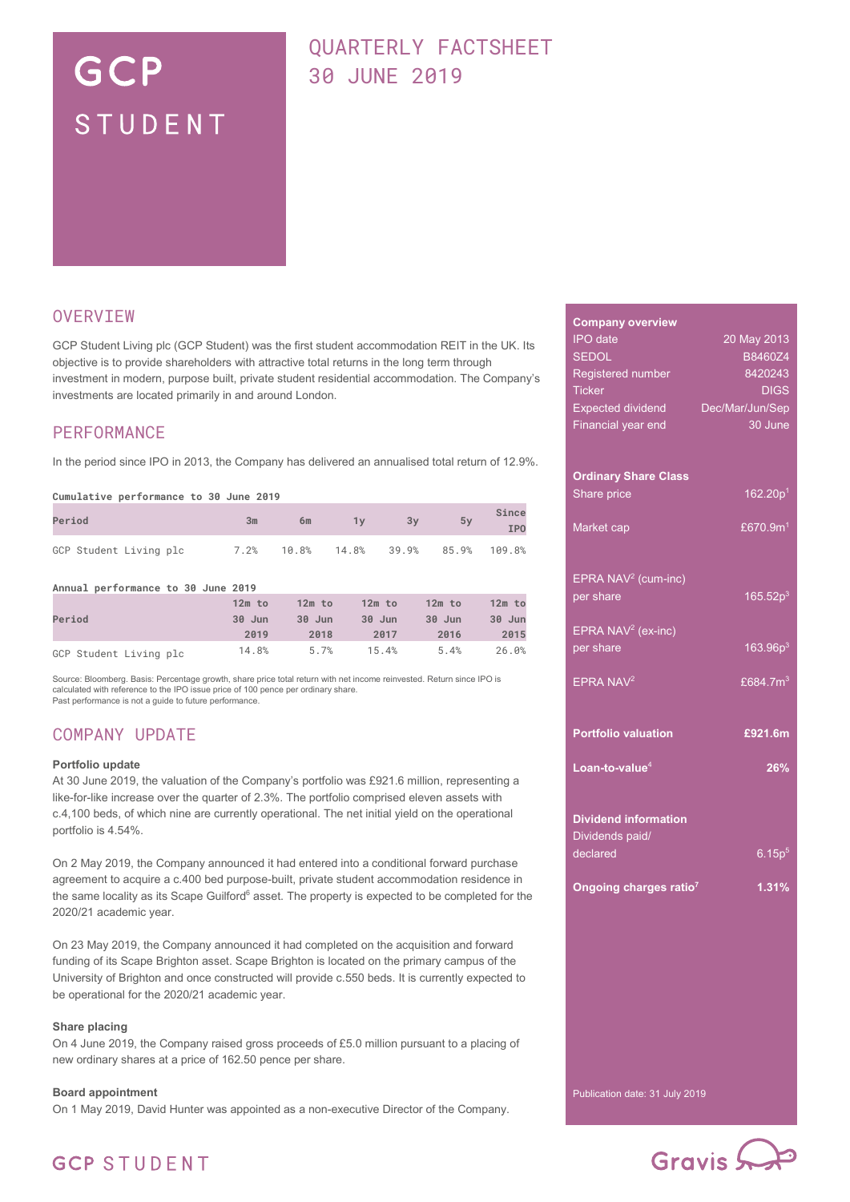# GCP STUDENT

## QUARTERLY FACTSHEET 30 JUNE 2019

## OVERVIEW

GCP Student Living plc (GCP Student) was the first student accommodation REIT in the UK. Its objective is to provide shareholders with attractive total returns in the long term through investment in modern, purpose built, private student residential accommodation. The Company's investments are located primarily in and around London.

## PERFORMANCE

In the period since IPO in 2013, the Company has delivered an annualised total return of 12.9%.

**Cumulative performance to 30 June 2019**

| Period | 3m | 6m | 1y | 3y | 5y | Since IPO |
|---|---|---|---|---|---|---|
| GCP Student Living plc | 7.2% | 10.8% | 14.8% | 39.9% | 85.9% | 109.8% |

**Annual performance to 30 June 2019**

| Period | 12m to 30 Jun 2019 | 12m to 30 Jun 2018 | 12m to 30 Jun 2017 | 12m to 30 Jun 2016 | 12m to 30 Jun 2015 |
|---|---|---|---|---|---|
| GCP Student Living plc | 14.8% | 5.7% | 15.4% | 5.4% | 26.0% |

Source: Bloomberg. Basis: Percentage growth, share price total return with net income reinvested. Return since IPO is calculated with reference to the IPO issue price of 100 pence per ordinary share.
Past performance is not a guide to future performance.

## COMPANY UPDATE

**Portfolio update**

At 30 June 2019, the valuation of the Company's portfolio was £921.6 million, representing a like-for-like increase over the quarter of 2.3%. The portfolio comprised eleven assets with c.4,100 beds, of which nine are currently operational. The net initial yield on the operational portfolio is 4.54%.

On 2 May 2019, the Company announced it had entered into a conditional forward purchase agreement to acquire a c.400 bed purpose-built, private student accommodation residence in the same locality as its Scape Guilford[6] asset. The property is expected to be completed for the 2020/21 academic year.

On 23 May 2019, the Company announced it had completed on the acquisition and forward funding of its Scape Brighton asset. Scape Brighton is located on the primary campus of the University of Brighton and once constructed will provide c.550 beds. It is currently expected to be operational for the 2020/21 academic year.

**Share placing**

On 4 June 2019, the Company raised gross proceeds of £5.0 million pursuant to a placing of new ordinary shares at a price of 162.50 pence per share.

**Board appointment**

On 1 May 2019, David Hunter was appointed as a non-executive Director of the Company.

---

**Company overview**

| | |
|---|---|
| IPO date | 20 May 2013 |
| SEDOL | B8460Z4 |
| Registered number | 8420243 |
| Ticker | DIGS |
| Expected dividend | Dec/Mar/Jun/Sep |
| Financial year end | 30 June |

**Ordinary Share Class**

| | |
|---|---|
| Share price | 162.20p[1] |
| Market cap | £670.9m[1] |
| EPRA NAV[2] (cum-inc) per share | 165.52p[3] |
| EPRA NAV[2] (ex-inc) per share | 163.96p[3] |
| EPRA NAV[2] | £684.7m[3] |
| **Portfolio valuation** | **£921.6m** |
| **Loan-to-value[4]** | **26%** |

**Dividend information**

| | |
|---|---|
| Dividends paid/ declared | 6.15p[5] |
| **Ongoing charges ratio[7]** | **1.31%** |

Publication date: 31 July 2019

GCP STUDENT

Gravis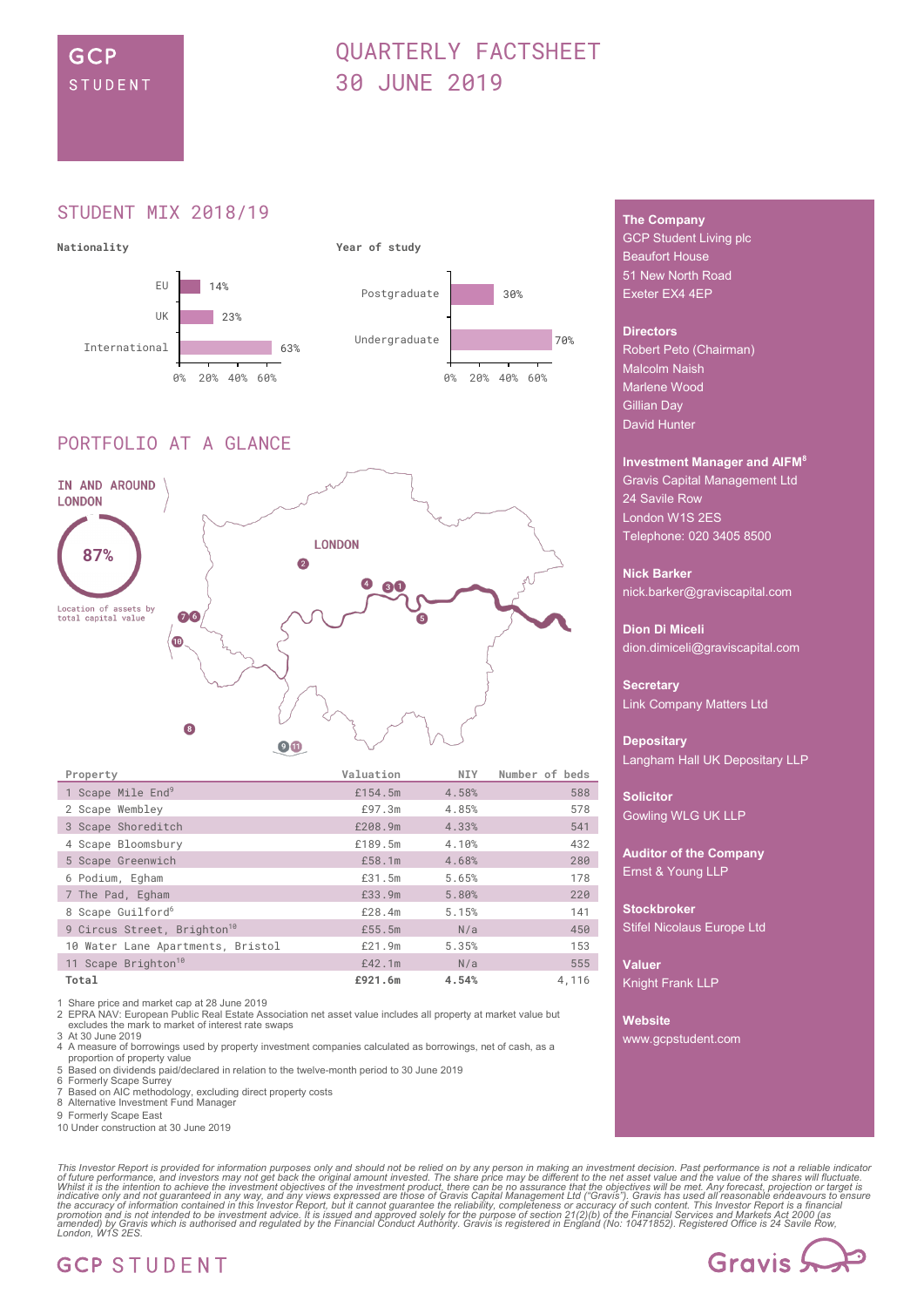# QUARTERLY FACTSHEET 30 JUNE 2019

## STUDENT MIX 2018/19

**Nationality**

EU 14%
UK 23%
International 63%
0% 20% 40% 60%

**Year of study**

Postgraduate 30%
Undergraduate 70%
0% 20% 40% 60%

## PORTFOLIO AT A GLANCE

IN AND AROUND LONDON

87%

Location of assets by total capital value

LONDON

| Property | Valuation | NIY | Number of beds |
|---|---|---|---|
| 1 Scape Mile End[9] | £154.5m | 4.58% | 588 |
| 2 Scape Wembley | £97.3m | 4.85% | 578 |
| 3 Scape Shoreditch | £208.9m | 4.33% | 541 |
| 4 Scape Bloomsbury | £189.5m | 4.10% | 432 |
| 5 Scape Greenwich | £58.1m | 4.68% | 280 |
| 6 Podium, Egham | £31.5m | 5.65% | 178 |
| 7 The Pad, Egham | £33.9m | 5.80% | 220 |
| 8 Scape Guilford[6] | £28.4m | 5.15% | 141 |
| 9 Circus Street, Brighton[10] | £55.5m | N/a | 450 |
| 10 Water Lane Apartments, Bristol | £21.9m | 5.35% | 153 |
| 11 Scape Brighton[10] | £42.1m | N/a | 555 |
| **Total** | **£921.6m** | **4.54%** | 4,116 |

1 Share price and market cap at 28 June 2019
2 EPRA NAV: European Public Real Estate Association net asset value includes all property at market value but excludes the mark to market of interest rate swaps
3 At 30 June 2019
4 A measure of borrowings used by property investment companies calculated as borrowings, net of cash, as a proportion of property value
5 Based on dividends paid/declared in relation to the twelve-month period to 30 June 2019
6 Formerly Scape Surrey
7 Based on AIC methodology, excluding direct property costs
8 Alternative Investment Fund Manager
9 Formerly Scape East
10 Under construction at 30 June 2019

**The Company**
GCP Student Living plc
Beaufort House
51 New North Road
Exeter EX4 4EP

**Directors**
Robert Peto (Chairman)
Malcolm Naish
Marlene Wood
Gillian Day
David Hunter

**Investment Manager and AIFM[8]**
Gravis Capital Management Ltd
24 Savile Row
London W1S 2ES
Telephone: 020 3405 8500

**Nick Barker**
nick.barker@graviscapital.com

**Dion Di Miceli**
dion.dimiceli@graviscapital.com

**Secretary**
Link Company Matters Ltd

**Depositary**
Langham Hall UK Depositary LLP

**Solicitor**
Gowling WLG UK LLP

**Auditor of the Company**
Ernst & Young LLP

**Stockbroker**
Stifel Nicolaus Europe Ltd

**Valuer**
Knight Frank LLP

**Website**
www.gcpstudent.com

*This Investor Report is provided for information purposes only and should not be relied on by any person in making an investment decision. Past performance is not a reliable indicator of future performance, and investors may not get back the original amount invested. The share price may be different to the net asset value and the value of the shares will fluctuate. Whilst it is the intention to achieve the investment objectives of the investment product, there can be no assurance that the objectives will be met. Any forecast, projection or target is indicative only and not guaranteed in any way, and any views expressed are those of Gravis Capital Management Ltd ("Gravis"). Gravis has used all reasonable endeavours to ensure the accuracy of information contained in this Investor Report, but it cannot guarantee the reliability, completeness or accuracy of such content. This Investor Report is a financial promotion and is not intended to be investment advice. It is issued and approved solely for the purpose of section 21(2)(b) of the Financial Services and Markets Act 2000 (as amended) by Gravis which is authorised and regulated by the Financial Conduct Authority. Gravis is registered in England (No: 10471852). Registered Office is 24 Savile Row, London, W1S 2ES.*